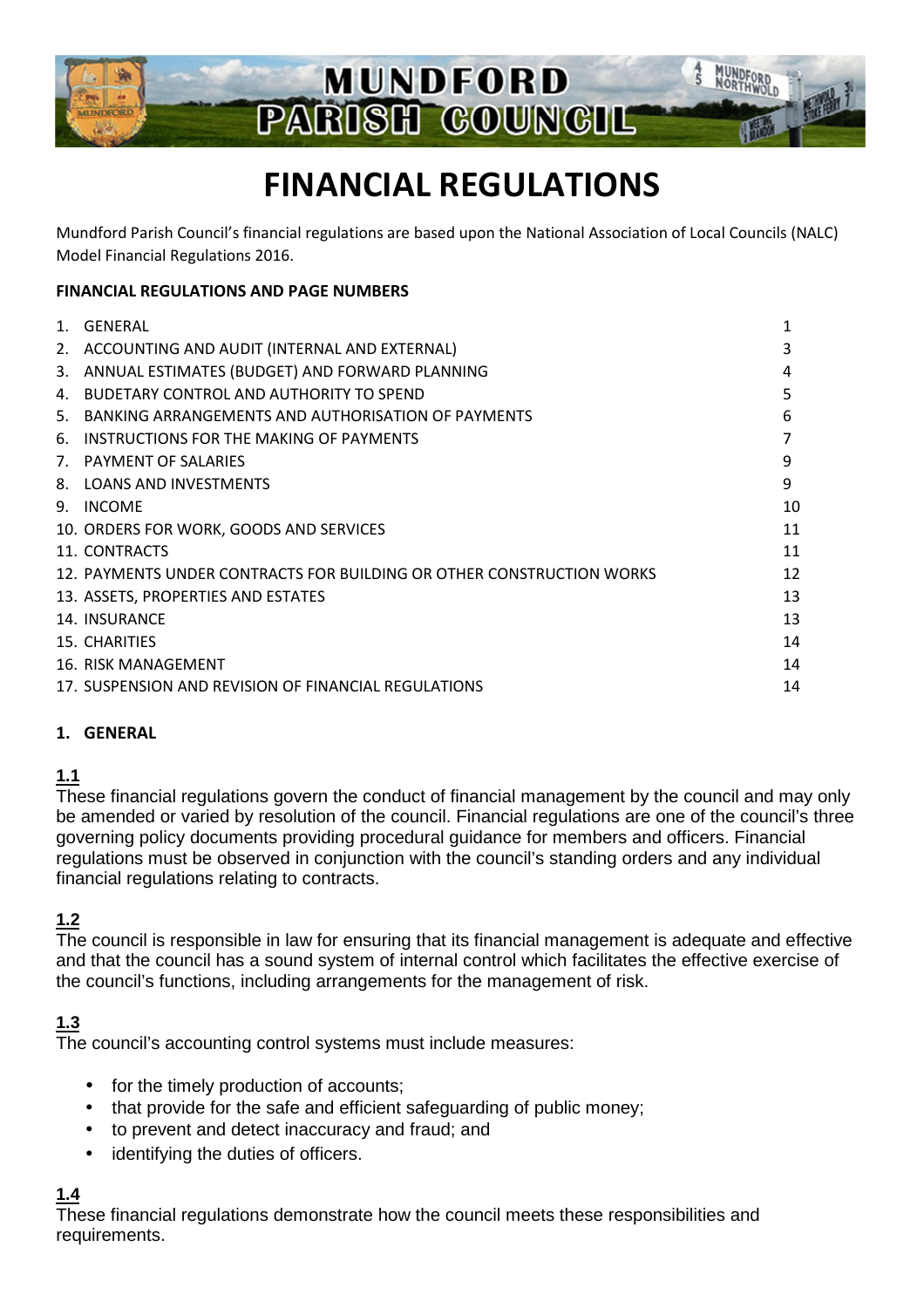# MUNDFORD PARISH COUNCIL

# FINANCIAL REGULATIONS

Mundford Parish Council's financial regulations are based upon the National Association of Local Councils (NALC) Model Financial Regulations 2016.

**FINANCIAL REGULATIONS AND PAGE NUMBERS**

| | |
|---|---|
| 1. GENERAL | 1 |
| 2. ACCOUNTING AND AUDIT (INTERNAL AND EXTERNAL) | 3 |
| 3. ANNUAL ESTIMATES (BUDGET) AND FORWARD PLANNING | 4 |
| 4. BUDETARY CONTROL AND AUTHORITY TO SPEND | 5 |
| 5. BANKING ARRANGEMENTS AND AUTHORISATION OF PAYMENTS | 6 |
| 6. INSTRUCTIONS FOR THE MAKING OF PAYMENTS | 7 |
| 7. PAYMENT OF SALARIES | 9 |
| 8. LOANS AND INVESTMENTS | 9 |
| 9. INCOME | 10 |
| 10. ORDERS FOR WORK, GOODS AND SERVICES | 11 |
| 11. CONTRACTS | 11 |
| 12. PAYMENTS UNDER CONTRACTS FOR BUILDING OR OTHER CONSTRUCTION WORKS | 12 |
| 13. ASSETS, PROPERTIES AND ESTATES | 13 |
| 14. INSURANCE | 13 |
| 15. CHARITIES | 14 |
| 16. RISK MANAGEMENT | 14 |
| 17. SUSPENSION AND REVISION OF FINANCIAL REGULATIONS | 14 |

## 1. GENERAL

**1.1**

These financial regulations govern the conduct of financial management by the council and may only be amended or varied by resolution of the council. Financial regulations are one of the council's three governing policy documents providing procedural guidance for members and officers. Financial regulations must be observed in conjunction with the council's standing orders and any individual financial regulations relating to contracts.

**1.2**

The council is responsible in law for ensuring that its financial management is adequate and effective and that the council has a sound system of internal control which facilitates the effective exercise of the council's functions, including arrangements for the management of risk.

**1.3**

The council's accounting control systems must include measures:

- for the timely production of accounts;
- that provide for the safe and efficient safeguarding of public money;
- to prevent and detect inaccuracy and fraud; and
- identifying the duties of officers.

**1.4**

These financial regulations demonstrate how the council meets these responsibilities and requirements.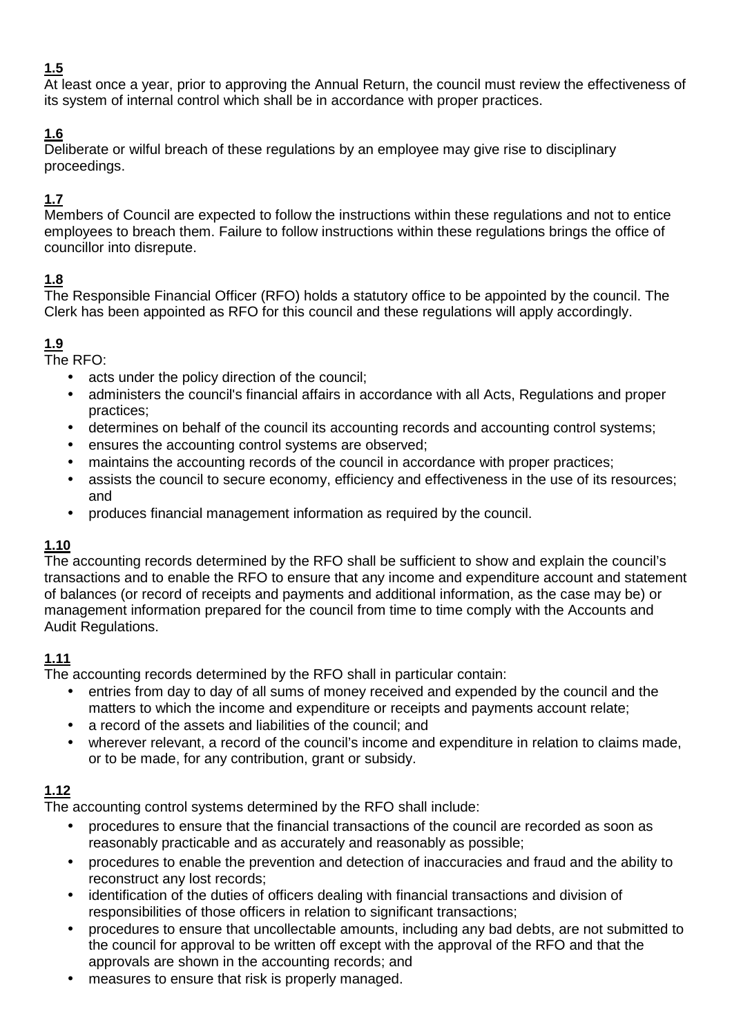**1.5**
At least once a year, prior to approving the Annual Return, the council must review the effectiveness of its system of internal control which shall be in accordance with proper practices.

**1.6**
Deliberate or wilful breach of these regulations by an employee may give rise to disciplinary proceedings.

**1.7**
Members of Council are expected to follow the instructions within these regulations and not to entice employees to breach them. Failure to follow instructions within these regulations brings the office of councillor into disrepute.

**1.8**
The Responsible Financial Officer (RFO) holds a statutory office to be appointed by the council. The Clerk has been appointed as RFO for this council and these regulations will apply accordingly.

**1.9**
The RFO:

- acts under the policy direction of the council;
- administers the council's financial affairs in accordance with all Acts, Regulations and proper practices;
- determines on behalf of the council its accounting records and accounting control systems;
- ensures the accounting control systems are observed;
- maintains the accounting records of the council in accordance with proper practices;
- assists the council to secure economy, efficiency and effectiveness in the use of its resources; and
- produces financial management information as required by the council.

**1.10**
The accounting records determined by the RFO shall be sufficient to show and explain the council's transactions and to enable the RFO to ensure that any income and expenditure account and statement of balances (or record of receipts and payments and additional information, as the case may be) or management information prepared for the council from time to time comply with the Accounts and Audit Regulations.

**1.11**
The accounting records determined by the RFO shall in particular contain:

- entries from day to day of all sums of money received and expended by the council and the matters to which the income and expenditure or receipts and payments account relate;
- a record of the assets and liabilities of the council; and
- wherever relevant, a record of the council's income and expenditure in relation to claims made, or to be made, for any contribution, grant or subsidy.

**1.12**
The accounting control systems determined by the RFO shall include:

- procedures to ensure that the financial transactions of the council are recorded as soon as reasonably practicable and as accurately and reasonably as possible;
- procedures to enable the prevention and detection of inaccuracies and fraud and the ability to reconstruct any lost records;
- identification of the duties of officers dealing with financial transactions and division of responsibilities of those officers in relation to significant transactions;
- procedures to ensure that uncollectable amounts, including any bad debts, are not submitted to the council for approval to be written off except with the approval of the RFO and that the approvals are shown in the accounting records; and
- measures to ensure that risk is properly managed.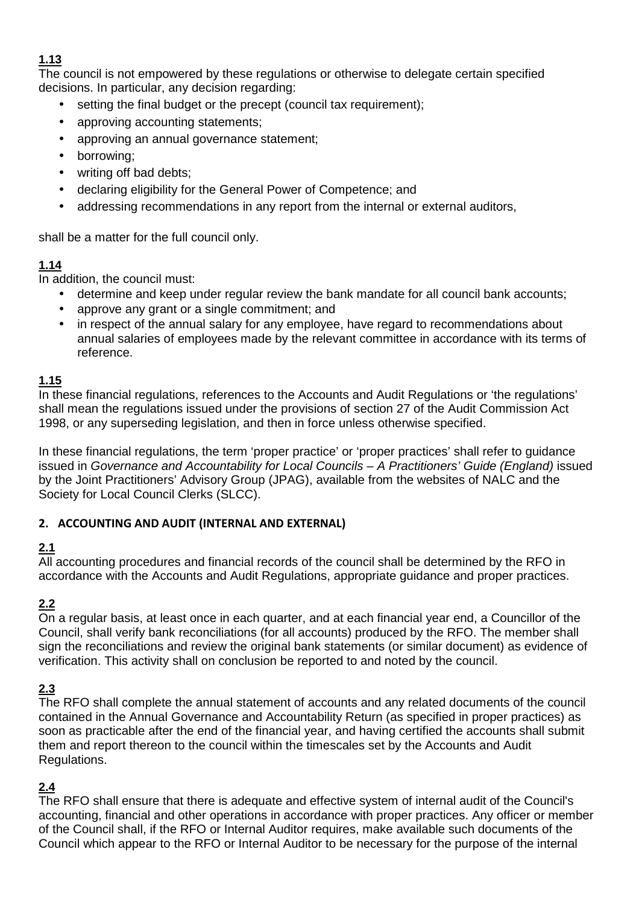**1.13**
The council is not empowered by these regulations or otherwise to delegate certain specified decisions. In particular, any decision regarding:

- setting the final budget or the precept (council tax requirement);
- approving accounting statements;
- approving an annual governance statement;
- borrowing;
- writing off bad debts;
- declaring eligibility for the General Power of Competence; and
- addressing recommendations in any report from the internal or external auditors,

shall be a matter for the full council only.

**1.14**
In addition, the council must:

- determine and keep under regular review the bank mandate for all council bank accounts;
- approve any grant or a single commitment; and
- in respect of the annual salary for any employee, have regard to recommendations about annual salaries of employees made by the relevant committee in accordance with its terms of reference.

**1.15**
In these financial regulations, references to the Accounts and Audit Regulations or 'the regulations' shall mean the regulations issued under the provisions of section 27 of the Audit Commission Act 1998, or any superseding legislation, and then in force unless otherwise specified.

In these financial regulations, the term 'proper practice' or 'proper practices' shall refer to guidance issued in *Governance and Accountability for Local Councils – A Practitioners' Guide (England)* issued by the Joint Practitioners' Advisory Group (JPAG), available from the websites of NALC and the Society for Local Council Clerks (SLCC).

## 2. ACCOUNTING AND AUDIT (INTERNAL AND EXTERNAL)

**2.1**
All accounting procedures and financial records of the council shall be determined by the RFO in accordance with the Accounts and Audit Regulations, appropriate guidance and proper practices.

**2.2**
On a regular basis, at least once in each quarter, and at each financial year end, a Councillor of the Council, shall verify bank reconciliations (for all accounts) produced by the RFO. The member shall sign the reconciliations and review the original bank statements (or similar document) as evidence of verification. This activity shall on conclusion be reported to and noted by the council.

**2.3**
The RFO shall complete the annual statement of accounts and any related documents of the council contained in the Annual Governance and Accountability Return (as specified in proper practices) as soon as practicable after the end of the financial year, and having certified the accounts shall submit them and report thereon to the council within the timescales set by the Accounts and Audit Regulations.

**2.4**
The RFO shall ensure that there is adequate and effective system of internal audit of the Council's accounting, financial and other operations in accordance with proper practices. Any officer or member of the Council shall, if the RFO or Internal Auditor requires, make available such documents of the Council which appear to the RFO or Internal Auditor to be necessary for the purpose of the internal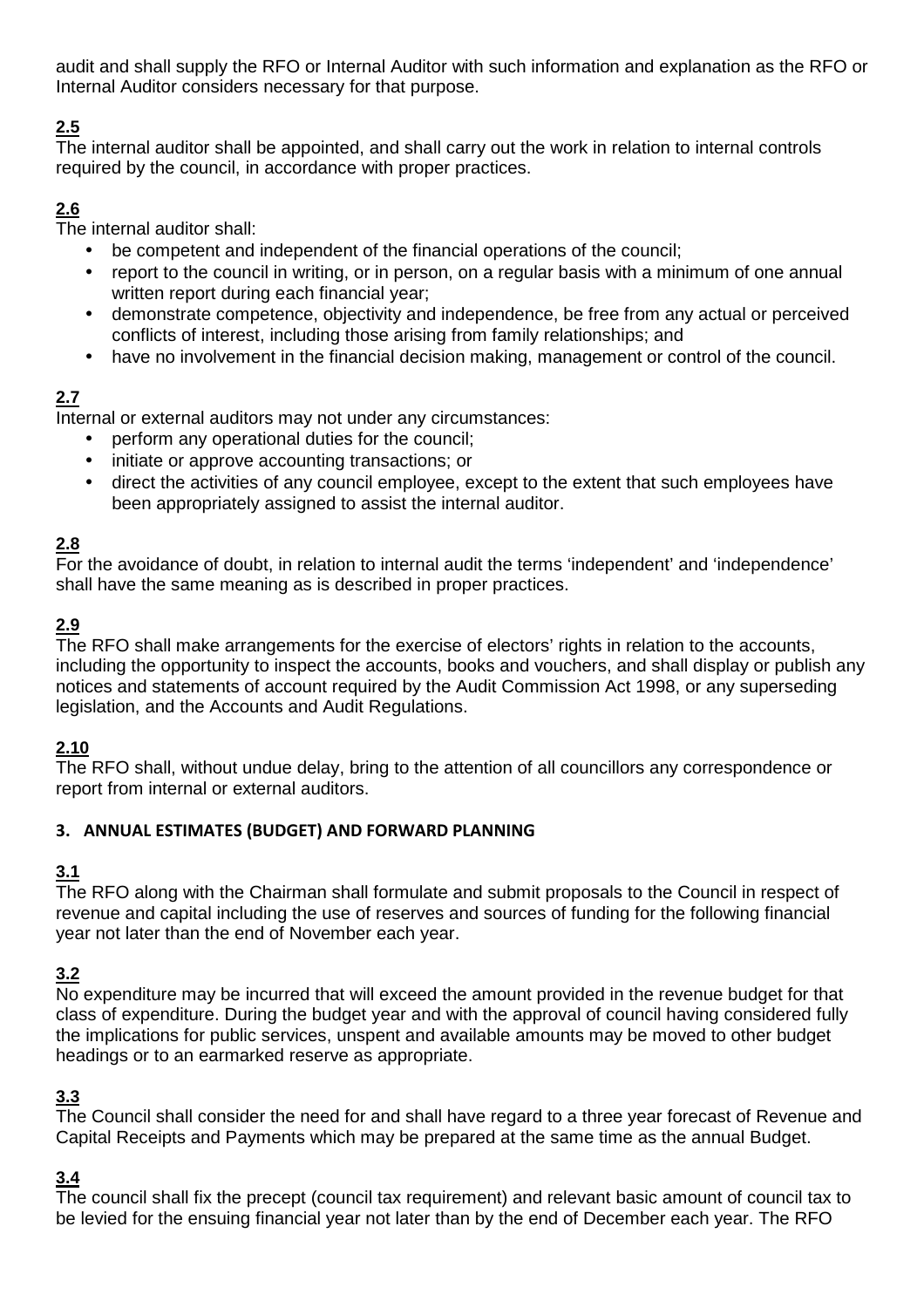audit and shall supply the RFO or Internal Auditor with such information and explanation as the RFO or Internal Auditor considers necessary for that purpose.

**2.5**

The internal auditor shall be appointed, and shall carry out the work in relation to internal controls required by the council, in accordance with proper practices.

**2.6**

The internal auditor shall:

- be competent and independent of the financial operations of the council;
- report to the council in writing, or in person, on a regular basis with a minimum of one annual written report during each financial year;
- demonstrate competence, objectivity and independence, be free from any actual or perceived conflicts of interest, including those arising from family relationships; and
- have no involvement in the financial decision making, management or control of the council.

**2.7**

Internal or external auditors may not under any circumstances:

- perform any operational duties for the council;
- initiate or approve accounting transactions; or
- direct the activities of any council employee, except to the extent that such employees have been appropriately assigned to assist the internal auditor.

**2.8**

For the avoidance of doubt, in relation to internal audit the terms 'independent' and 'independence' shall have the same meaning as is described in proper practices.

**2.9**

The RFO shall make arrangements for the exercise of electors' rights in relation to the accounts, including the opportunity to inspect the accounts, books and vouchers, and shall display or publish any notices and statements of account required by the Audit Commission Act 1998, or any superseding legislation, and the Accounts and Audit Regulations.

**2.10**

The RFO shall, without undue delay, bring to the attention of all councillors any correspondence or report from internal or external auditors.

## 3. ANNUAL ESTIMATES (BUDGET) AND FORWARD PLANNING

**3.1**

The RFO along with the Chairman shall formulate and submit proposals to the Council in respect of revenue and capital including the use of reserves and sources of funding for the following financial year not later than the end of November each year.

**3.2**

No expenditure may be incurred that will exceed the amount provided in the revenue budget for that class of expenditure. During the budget year and with the approval of council having considered fully the implications for public services, unspent and available amounts may be moved to other budget headings or to an earmarked reserve as appropriate.

**3.3**

The Council shall consider the need for and shall have regard to a three year forecast of Revenue and Capital Receipts and Payments which may be prepared at the same time as the annual Budget.

**3.4**

The council shall fix the precept (council tax requirement) and relevant basic amount of council tax to be levied for the ensuing financial year not later than by the end of December each year. The RFO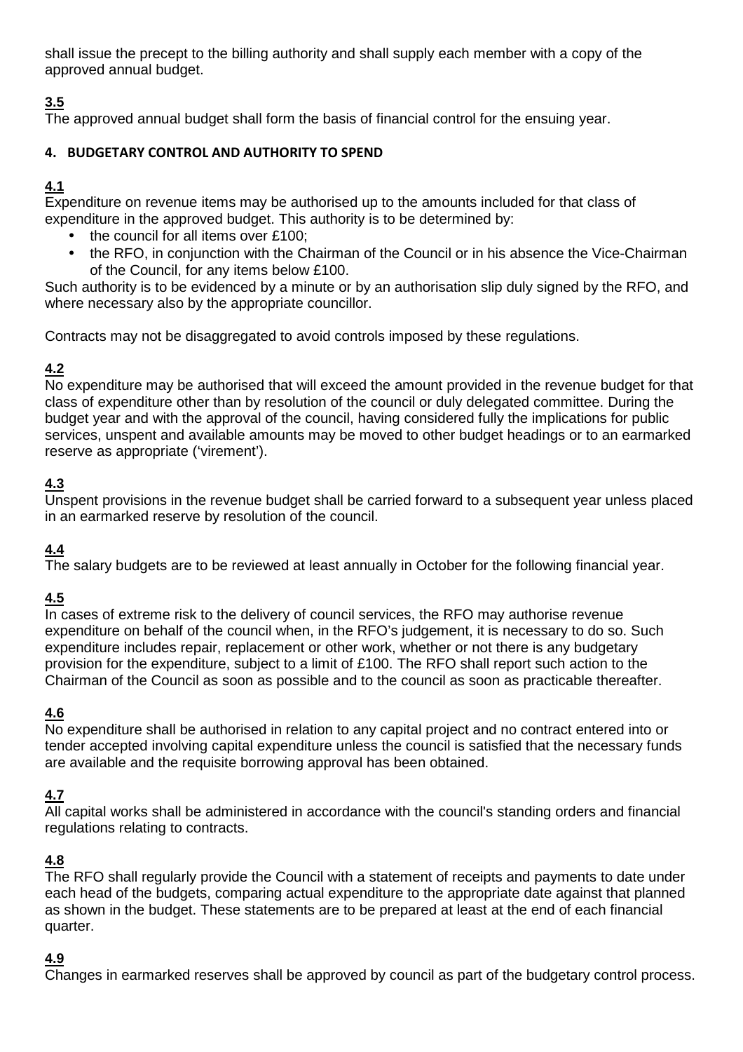shall issue the precept to the billing authority and shall supply each member with a copy of the approved annual budget.

**3.5**
The approved annual budget shall form the basis of financial control for the ensuing year.

## 4. BUDGETARY CONTROL AND AUTHORITY TO SPEND

**4.1**
Expenditure on revenue items may be authorised up to the amounts included for that class of expenditure in the approved budget. This authority is to be determined by:

- the council for all items over £100;
- the RFO, in conjunction with the Chairman of the Council or in his absence the Vice-Chairman of the Council, for any items below £100.

Such authority is to be evidenced by a minute or by an authorisation slip duly signed by the RFO, and where necessary also by the appropriate councillor.

Contracts may not be disaggregated to avoid controls imposed by these regulations.

**4.2**
No expenditure may be authorised that will exceed the amount provided in the revenue budget for that class of expenditure other than by resolution of the council or duly delegated committee. During the budget year and with the approval of the council, having considered fully the implications for public services, unspent and available amounts may be moved to other budget headings or to an earmarked reserve as appropriate ('virement').

**4.3**
Unspent provisions in the revenue budget shall be carried forward to a subsequent year unless placed in an earmarked reserve by resolution of the council.

**4.4**
The salary budgets are to be reviewed at least annually in October for the following financial year.

**4.5**
In cases of extreme risk to the delivery of council services, the RFO may authorise revenue expenditure on behalf of the council when, in the RFO's judgement, it is necessary to do so. Such expenditure includes repair, replacement or other work, whether or not there is any budgetary provision for the expenditure, subject to a limit of £100. The RFO shall report such action to the Chairman of the Council as soon as possible and to the council as soon as practicable thereafter.

**4.6**
No expenditure shall be authorised in relation to any capital project and no contract entered into or tender accepted involving capital expenditure unless the council is satisfied that the necessary funds are available and the requisite borrowing approval has been obtained.

**4.7**
All capital works shall be administered in accordance with the council's standing orders and financial regulations relating to contracts.

**4.8**
The RFO shall regularly provide the Council with a statement of receipts and payments to date under each head of the budgets, comparing actual expenditure to the appropriate date against that planned as shown in the budget. These statements are to be prepared at least at the end of each financial quarter.

**4.9**
Changes in earmarked reserves shall be approved by council as part of the budgetary control process.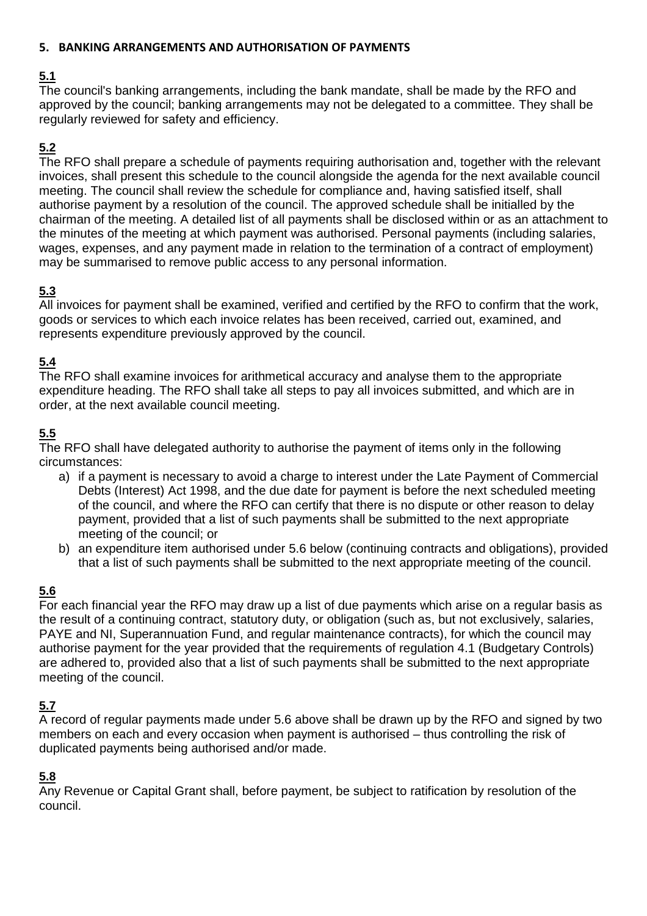## 5. BANKING ARRANGEMENTS AND AUTHORISATION OF PAYMENTS

**5.1**

The council's banking arrangements, including the bank mandate, shall be made by the RFO and approved by the council; banking arrangements may not be delegated to a committee. They shall be regularly reviewed for safety and efficiency.

**5.2**

The RFO shall prepare a schedule of payments requiring authorisation and, together with the relevant invoices, shall present this schedule to the council alongside the agenda for the next available council meeting. The council shall review the schedule for compliance and, having satisfied itself, shall authorise payment by a resolution of the council. The approved schedule shall be initialled by the chairman of the meeting. A detailed list of all payments shall be disclosed within or as an attachment to the minutes of the meeting at which payment was authorised. Personal payments (including salaries, wages, expenses, and any payment made in relation to the termination of a contract of employment) may be summarised to remove public access to any personal information.

**5.3**

All invoices for payment shall be examined, verified and certified by the RFO to confirm that the work, goods or services to which each invoice relates has been received, carried out, examined, and represents expenditure previously approved by the council.

**5.4**

The RFO shall examine invoices for arithmetical accuracy and analyse them to the appropriate expenditure heading. The RFO shall take all steps to pay all invoices submitted, and which are in order, at the next available council meeting.

**5.5**

The RFO shall have delegated authority to authorise the payment of items only in the following circumstances:

a) if a payment is necessary to avoid a charge to interest under the Late Payment of Commercial Debts (Interest) Act 1998, and the due date for payment is before the next scheduled meeting of the council, and where the RFO can certify that there is no dispute or other reason to delay payment, provided that a list of such payments shall be submitted to the next appropriate meeting of the council; or
b) an expenditure item authorised under 5.6 below (continuing contracts and obligations), provided that a list of such payments shall be submitted to the next appropriate meeting of the council.

**5.6**

For each financial year the RFO may draw up a list of due payments which arise on a regular basis as the result of a continuing contract, statutory duty, or obligation (such as, but not exclusively, salaries, PAYE and NI, Superannuation Fund, and regular maintenance contracts), for which the council may authorise payment for the year provided that the requirements of regulation 4.1 (Budgetary Controls) are adhered to, provided also that a list of such payments shall be submitted to the next appropriate meeting of the council.

**5.7**

A record of regular payments made under 5.6 above shall be drawn up by the RFO and signed by two members on each and every occasion when payment is authorised – thus controlling the risk of duplicated payments being authorised and/or made.

**5.8**

Any Revenue or Capital Grant shall, before payment, be subject to ratification by resolution of the council.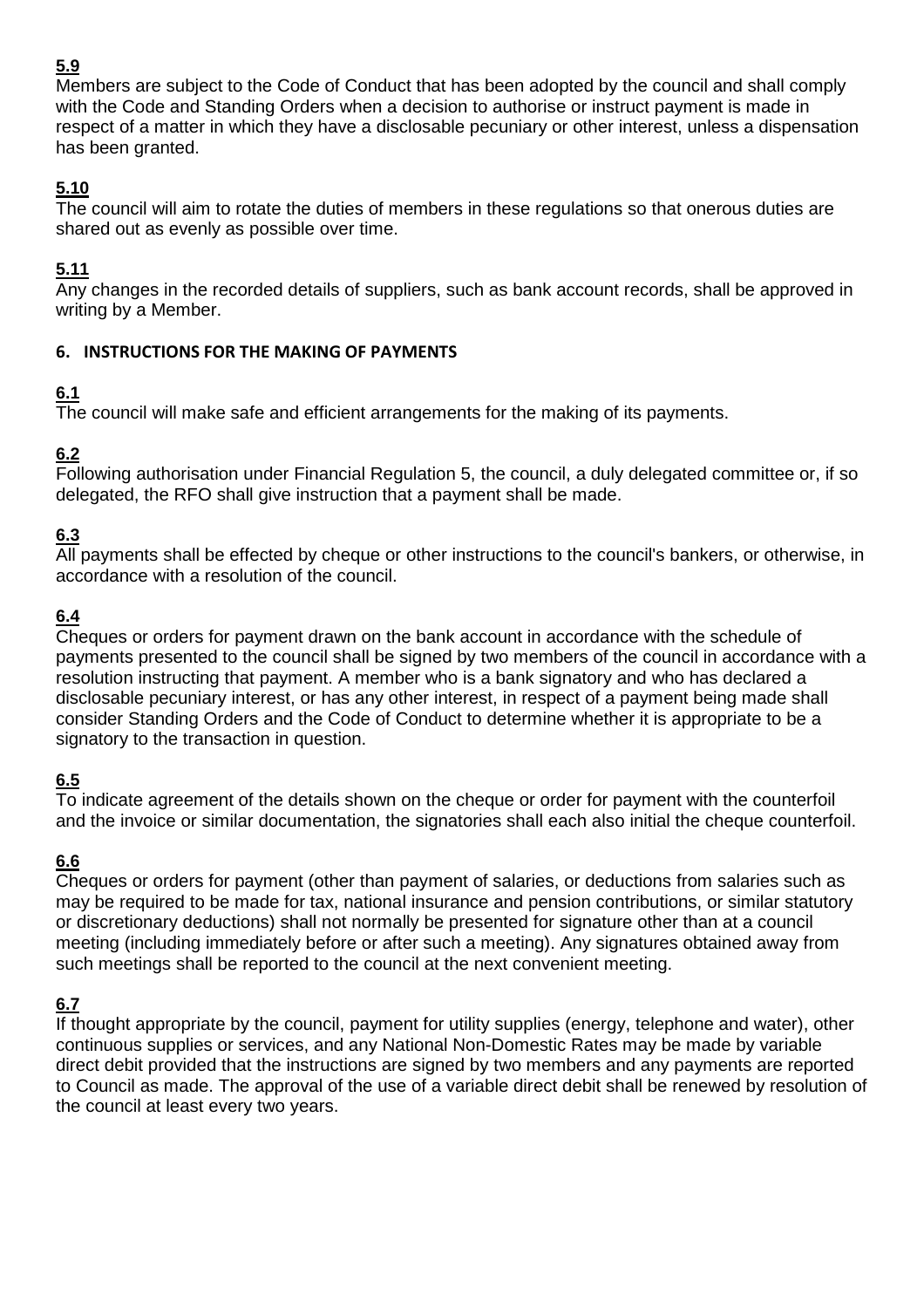**5.9**

Members are subject to the Code of Conduct that has been adopted by the council and shall comply with the Code and Standing Orders when a decision to authorise or instruct payment is made in respect of a matter in which they have a disclosable pecuniary or other interest, unless a dispensation has been granted.

**5.10**

The council will aim to rotate the duties of members in these regulations so that onerous duties are shared out as evenly as possible over time.

**5.11**

Any changes in the recorded details of suppliers, such as bank account records, shall be approved in writing by a Member.

## 6. INSTRUCTIONS FOR THE MAKING OF PAYMENTS

**6.1**

The council will make safe and efficient arrangements for the making of its payments.

**6.2**

Following authorisation under Financial Regulation 5, the council, a duly delegated committee or, if so delegated, the RFO shall give instruction that a payment shall be made.

**6.3**

All payments shall be effected by cheque or other instructions to the council's bankers, or otherwise, in accordance with a resolution of the council.

**6.4**

Cheques or orders for payment drawn on the bank account in accordance with the schedule of payments presented to the council shall be signed by two members of the council in accordance with a resolution instructing that payment. A member who is a bank signatory and who has declared a disclosable pecuniary interest, or has any other interest, in respect of a payment being made shall consider Standing Orders and the Code of Conduct to determine whether it is appropriate to be a signatory to the transaction in question.

**6.5**

To indicate agreement of the details shown on the cheque or order for payment with the counterfoil and the invoice or similar documentation, the signatories shall each also initial the cheque counterfoil.

**6.6**

Cheques or orders for payment (other than payment of salaries, or deductions from salaries such as may be required to be made for tax, national insurance and pension contributions, or similar statutory or discretionary deductions) shall not normally be presented for signature other than at a council meeting (including immediately before or after such a meeting). Any signatures obtained away from such meetings shall be reported to the council at the next convenient meeting.

**6.7**

If thought appropriate by the council, payment for utility supplies (energy, telephone and water), other continuous supplies or services, and any National Non-Domestic Rates may be made by variable direct debit provided that the instructions are signed by two members and any payments are reported to Council as made. The approval of the use of a variable direct debit shall be renewed by resolution of the council at least every two years.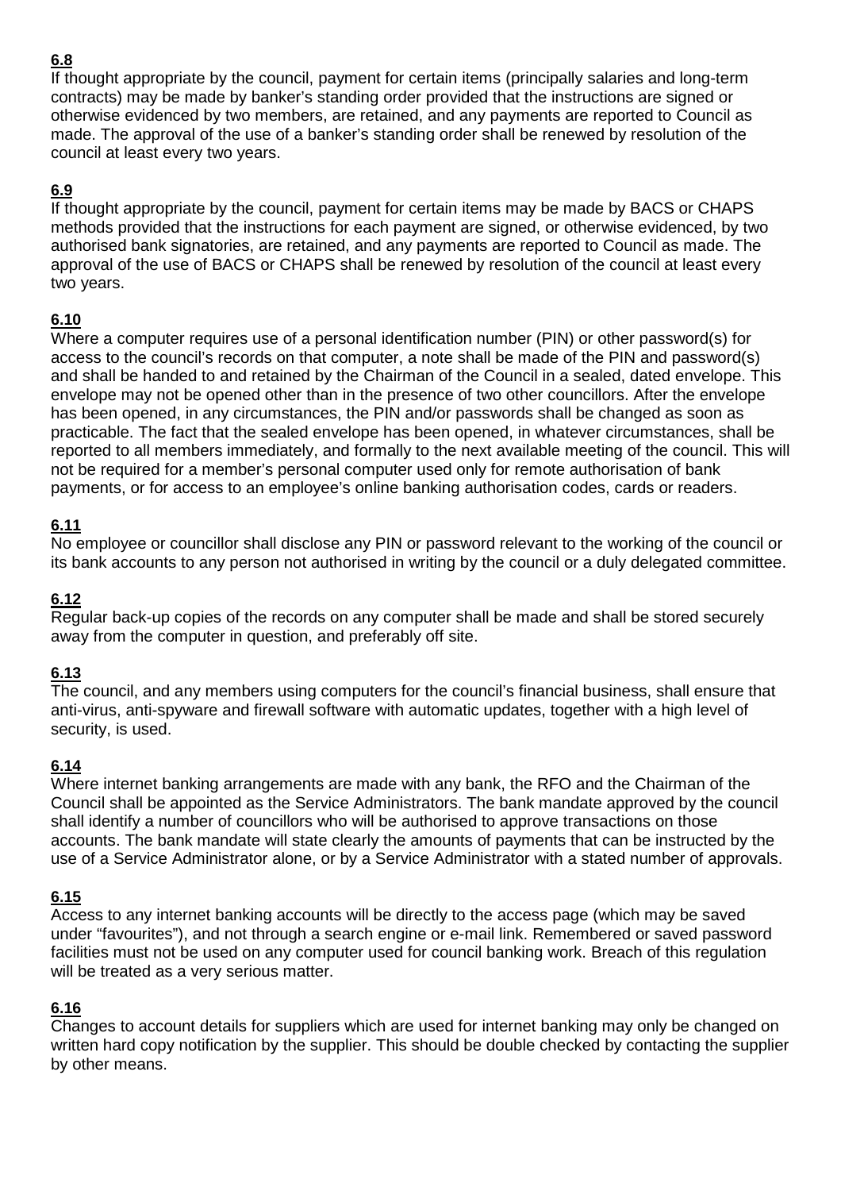**6.8**
If thought appropriate by the council, payment for certain items (principally salaries and long-term contracts) may be made by banker's standing order provided that the instructions are signed or otherwise evidenced by two members, are retained, and any payments are reported to Council as made. The approval of the use of a banker's standing order shall be renewed by resolution of the council at least every two years.

**6.9**
If thought appropriate by the council, payment for certain items may be made by BACS or CHAPS methods provided that the instructions for each payment are signed, or otherwise evidenced, by two authorised bank signatories, are retained, and any payments are reported to Council as made. The approval of the use of BACS or CHAPS shall be renewed by resolution of the council at least every two years.

**6.10**
Where a computer requires use of a personal identification number (PIN) or other password(s) for access to the council's records on that computer, a note shall be made of the PIN and password(s) and shall be handed to and retained by the Chairman of the Council in a sealed, dated envelope. This envelope may not be opened other than in the presence of two other councillors. After the envelope has been opened, in any circumstances, the PIN and/or passwords shall be changed as soon as practicable. The fact that the sealed envelope has been opened, in whatever circumstances, shall be reported to all members immediately, and formally to the next available meeting of the council. This will not be required for a member's personal computer used only for remote authorisation of bank payments, or for access to an employee's online banking authorisation codes, cards or readers.

**6.11**
No employee or councillor shall disclose any PIN or password relevant to the working of the council or its bank accounts to any person not authorised in writing by the council or a duly delegated committee.

**6.12**
Regular back-up copies of the records on any computer shall be made and shall be stored securely away from the computer in question, and preferably off site.

**6.13**
The council, and any members using computers for the council's financial business, shall ensure that anti-virus, anti-spyware and firewall software with automatic updates, together with a high level of security, is used.

**6.14**
Where internet banking arrangements are made with any bank, the RFO and the Chairman of the Council shall be appointed as the Service Administrators. The bank mandate approved by the council shall identify a number of councillors who will be authorised to approve transactions on those accounts. The bank mandate will state clearly the amounts of payments that can be instructed by the use of a Service Administrator alone, or by a Service Administrator with a stated number of approvals.

**6.15**
Access to any internet banking accounts will be directly to the access page (which may be saved under "favourites"), and not through a search engine or e-mail link. Remembered or saved password facilities must not be used on any computer used for council banking work. Breach of this regulation will be treated as a very serious matter.

**6.16**
Changes to account details for suppliers which are used for internet banking may only be changed on written hard copy notification by the supplier. This should be double checked by contacting the supplier by other means.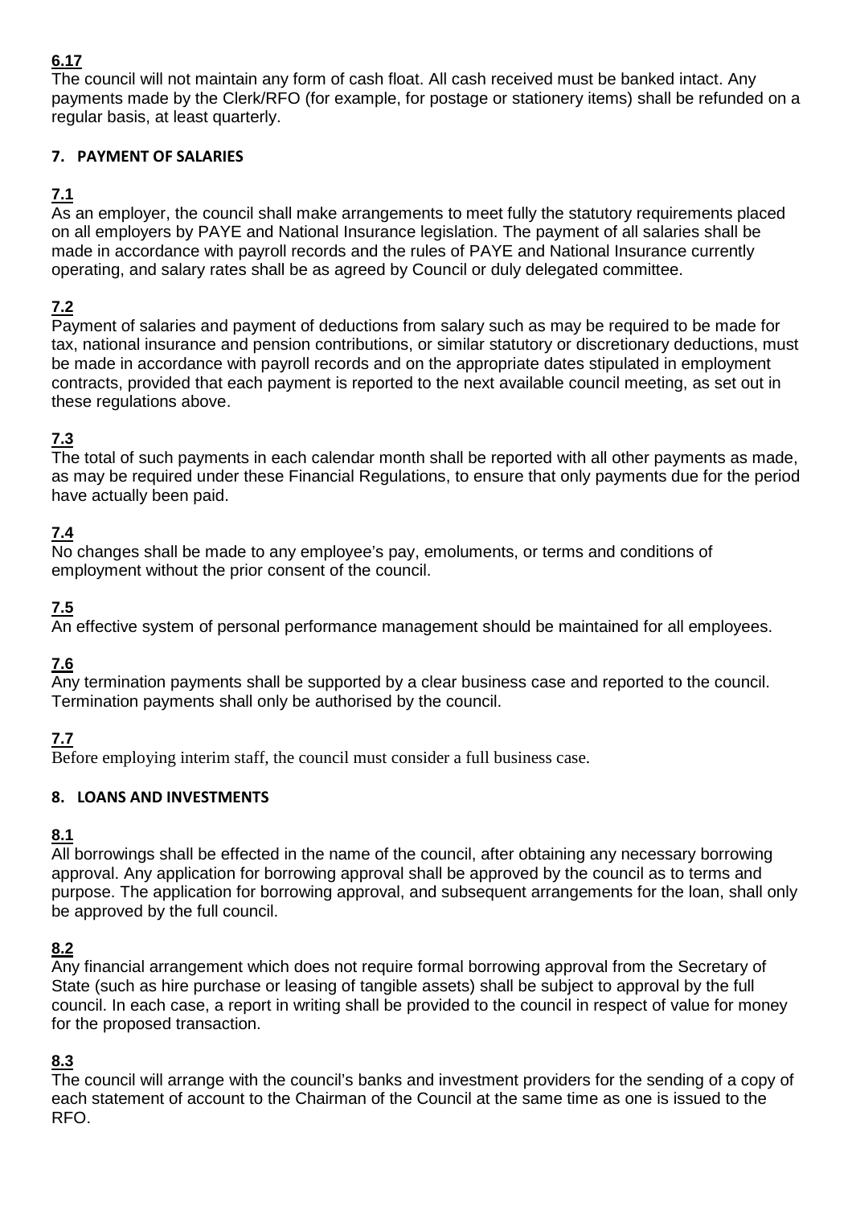**6.17**
The council will not maintain any form of cash float. All cash received must be banked intact. Any payments made by the Clerk/RFO (for example, for postage or stationery items) shall be refunded on a regular basis, at least quarterly.

## 7. PAYMENT OF SALARIES

**7.1**
As an employer, the council shall make arrangements to meet fully the statutory requirements placed on all employers by PAYE and National Insurance legislation. The payment of all salaries shall be made in accordance with payroll records and the rules of PAYE and National Insurance currently operating, and salary rates shall be as agreed by Council or duly delegated committee.

**7.2**
Payment of salaries and payment of deductions from salary such as may be required to be made for tax, national insurance and pension contributions, or similar statutory or discretionary deductions, must be made in accordance with payroll records and on the appropriate dates stipulated in employment contracts, provided that each payment is reported to the next available council meeting, as set out in these regulations above.

**7.3**
The total of such payments in each calendar month shall be reported with all other payments as made, as may be required under these Financial Regulations, to ensure that only payments due for the period have actually been paid.

**7.4**
No changes shall be made to any employee's pay, emoluments, or terms and conditions of employment without the prior consent of the council.

**7.5**
An effective system of personal performance management should be maintained for all employees.

**7.6**
Any termination payments shall be supported by a clear business case and reported to the council. Termination payments shall only be authorised by the council.

**7.7**
Before employing interim staff, the council must consider a full business case.

## 8. LOANS AND INVESTMENTS

**8.1**
All borrowings shall be effected in the name of the council, after obtaining any necessary borrowing approval. Any application for borrowing approval shall be approved by the council as to terms and purpose. The application for borrowing approval, and subsequent arrangements for the loan, shall only be approved by the full council.

**8.2**
Any financial arrangement which does not require formal borrowing approval from the Secretary of State (such as hire purchase or leasing of tangible assets) shall be subject to approval by the full council. In each case, a report in writing shall be provided to the council in respect of value for money for the proposed transaction.

**8.3**
The council will arrange with the council's banks and investment providers for the sending of a copy of each statement of account to the Chairman of the Council at the same time as one is issued to the RFO.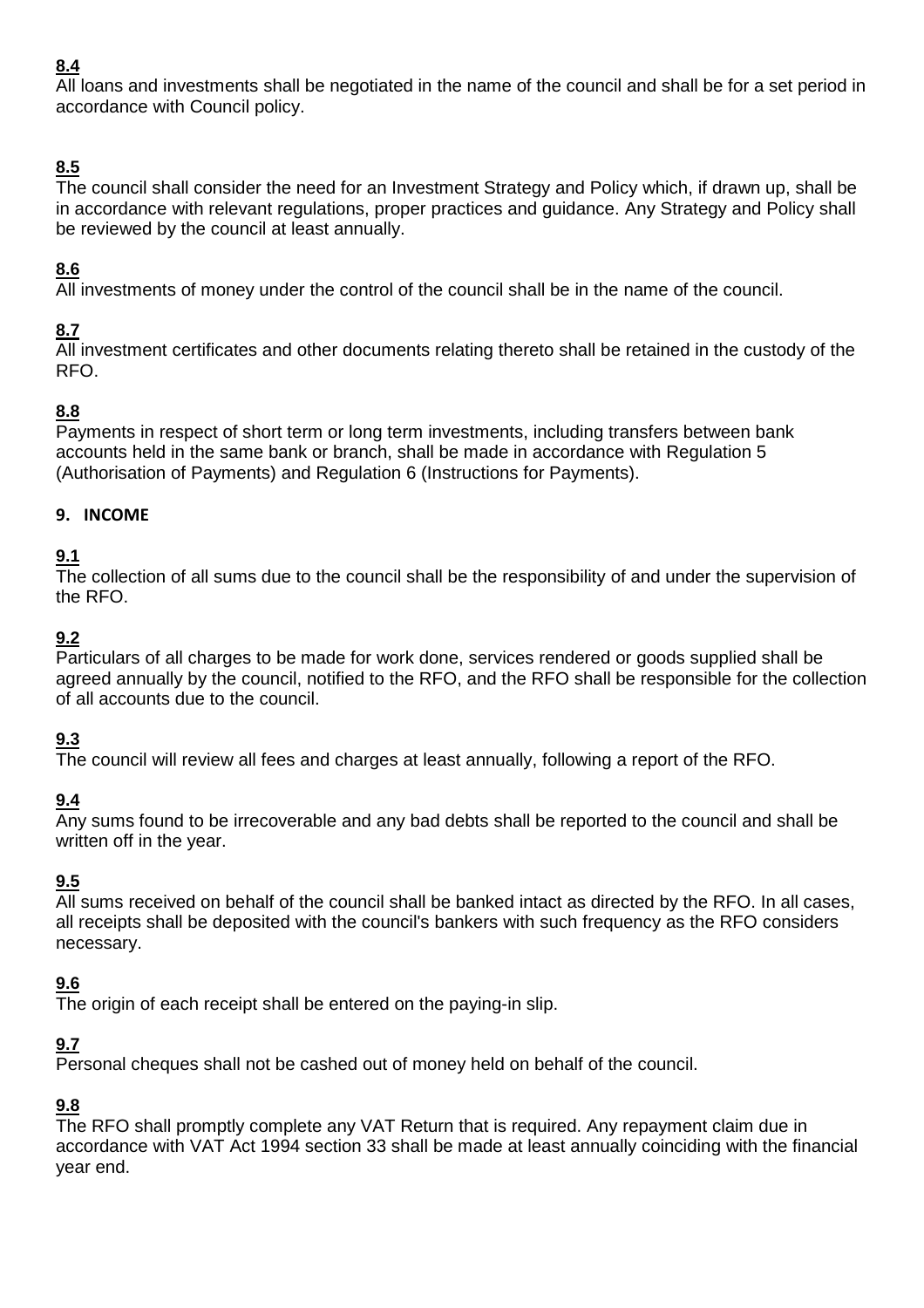**8.4**
All loans and investments shall be negotiated in the name of the council and shall be for a set period in accordance with Council policy.

**8.5**
The council shall consider the need for an Investment Strategy and Policy which, if drawn up, shall be in accordance with relevant regulations, proper practices and guidance. Any Strategy and Policy shall be reviewed by the council at least annually.

**8.6**
All investments of money under the control of the council shall be in the name of the council.

**8.7**
All investment certificates and other documents relating thereto shall be retained in the custody of the RFO.

**8.8**
Payments in respect of short term or long term investments, including transfers between bank accounts held in the same bank or branch, shall be made in accordance with Regulation 5 (Authorisation of Payments) and Regulation 6 (Instructions for Payments).

## 9. INCOME

**9.1**
The collection of all sums due to the council shall be the responsibility of and under the supervision of the RFO.

**9.2**
Particulars of all charges to be made for work done, services rendered or goods supplied shall be agreed annually by the council, notified to the RFO, and the RFO shall be responsible for the collection of all accounts due to the council.

**9.3**
The council will review all fees and charges at least annually, following a report of the RFO.

**9.4**
Any sums found to be irrecoverable and any bad debts shall be reported to the council and shall be written off in the year.

**9.5**
All sums received on behalf of the council shall be banked intact as directed by the RFO. In all cases, all receipts shall be deposited with the council's bankers with such frequency as the RFO considers necessary.

**9.6**
The origin of each receipt shall be entered on the paying-in slip.

**9.7**
Personal cheques shall not be cashed out of money held on behalf of the council.

**9.8**
The RFO shall promptly complete any VAT Return that is required. Any repayment claim due in accordance with VAT Act 1994 section 33 shall be made at least annually coinciding with the financial year end.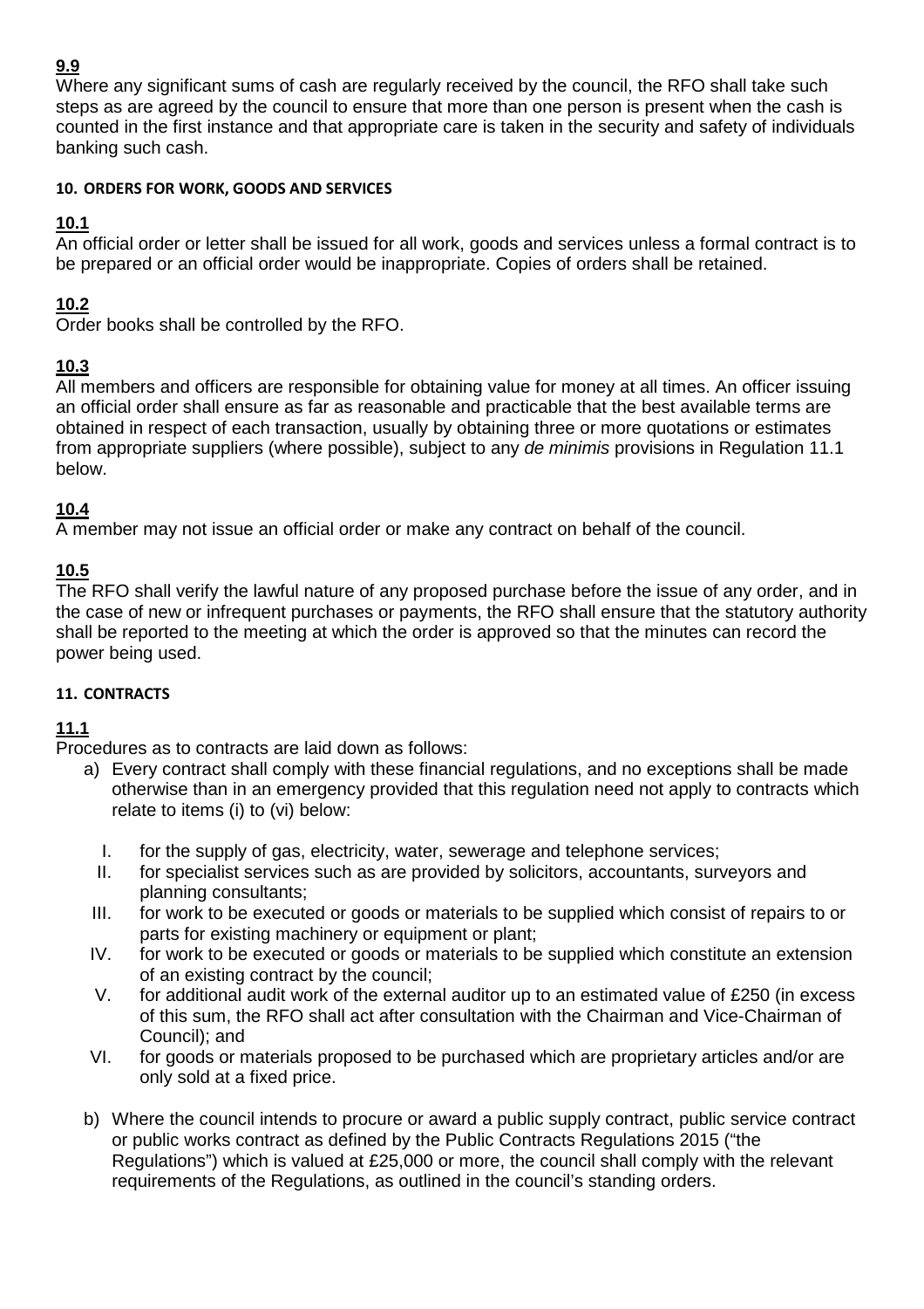**9.9**
Where any significant sums of cash are regularly received by the council, the RFO shall take such steps as are agreed by the council to ensure that more than one person is present when the cash is counted in the first instance and that appropriate care is taken in the security and safety of individuals banking such cash.

#### 10. ORDERS FOR WORK, GOODS AND SERVICES

**10.1**
An official order or letter shall be issued for all work, goods and services unless a formal contract is to be prepared or an official order would be inappropriate. Copies of orders shall be retained.

**10.2**
Order books shall be controlled by the RFO.

**10.3**
All members and officers are responsible for obtaining value for money at all times. An officer issuing an official order shall ensure as far as reasonable and practicable that the best available terms are obtained in respect of each transaction, usually by obtaining three or more quotations or estimates from appropriate suppliers (where possible), subject to any *de minimis* provisions in Regulation 11.1 below.

**10.4**
A member may not issue an official order or make any contract on behalf of the council.

**10.5**
The RFO shall verify the lawful nature of any proposed purchase before the issue of any order, and in the case of new or infrequent purchases or payments, the RFO shall ensure that the statutory authority shall be reported to the meeting at which the order is approved so that the minutes can record the power being used.

#### 11. CONTRACTS

**11.1**
Procedures as to contracts are laid down as follows:

a) Every contract shall comply with these financial regulations, and no exceptions shall be made otherwise than in an emergency provided that this regulation need not apply to contracts which relate to items (i) to (vi) below:

   I. for the supply of gas, electricity, water, sewerage and telephone services;
   II. for specialist services such as are provided by solicitors, accountants, surveyors and planning consultants;
   III. for work to be executed or goods or materials to be supplied which consist of repairs to or parts for existing machinery or equipment or plant;
   IV. for work to be executed or goods or materials to be supplied which constitute an extension of an existing contract by the council;
   V. for additional audit work of the external auditor up to an estimated value of £250 (in excess of this sum, the RFO shall act after consultation with the Chairman and Vice-Chairman of Council); and
   VI. for goods or materials proposed to be purchased which are proprietary articles and/or are only sold at a fixed price.

b) Where the council intends to procure or award a public supply contract, public service contract or public works contract as defined by the Public Contracts Regulations 2015 ("the Regulations") which is valued at £25,000 or more, the council shall comply with the relevant requirements of the Regulations, as outlined in the council's standing orders.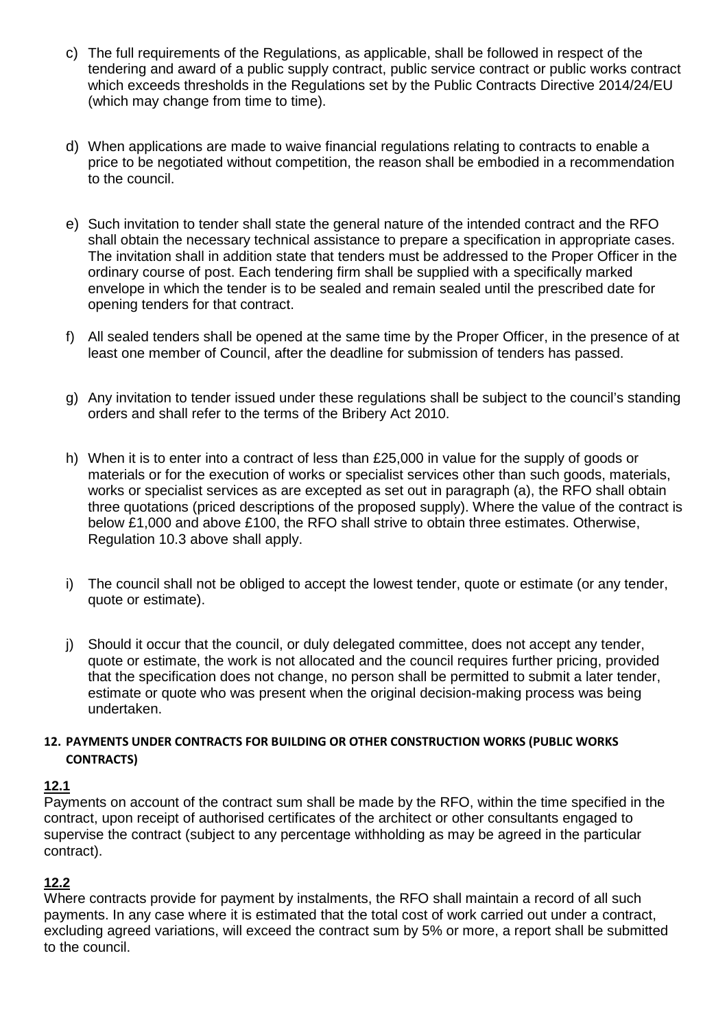c) The full requirements of the Regulations, as applicable, shall be followed in respect of the tendering and award of a public supply contract, public service contract or public works contract which exceeds thresholds in the Regulations set by the Public Contracts Directive 2014/24/EU (which may change from time to time).

d) When applications are made to waive financial regulations relating to contracts to enable a price to be negotiated without competition, the reason shall be embodied in a recommendation to the council.

e) Such invitation to tender shall state the general nature of the intended contract and the RFO shall obtain the necessary technical assistance to prepare a specification in appropriate cases. The invitation shall in addition state that tenders must be addressed to the Proper Officer in the ordinary course of post. Each tendering firm shall be supplied with a specifically marked envelope in which the tender is to be sealed and remain sealed until the prescribed date for opening tenders for that contract.

f) All sealed tenders shall be opened at the same time by the Proper Officer, in the presence of at least one member of Council, after the deadline for submission of tenders has passed.

g) Any invitation to tender issued under these regulations shall be subject to the council's standing orders and shall refer to the terms of the Bribery Act 2010.

h) When it is to enter into a contract of less than £25,000 in value for the supply of goods or materials or for the execution of works or specialist services other than such goods, materials, works or specialist services as are excepted as set out in paragraph (a), the RFO shall obtain three quotations (priced descriptions of the proposed supply). Where the value of the contract is below £1,000 and above £100, the RFO shall strive to obtain three estimates. Otherwise, Regulation 10.3 above shall apply.

i) The council shall not be obliged to accept the lowest tender, quote or estimate (or any tender, quote or estimate).

j) Should it occur that the council, or duly delegated committee, does not accept any tender, quote or estimate, the work is not allocated and the council requires further pricing, provided that the specification does not change, no person shall be permitted to submit a later tender, estimate or quote who was present when the original decision-making process was being undertaken.

## 12. PAYMENTS UNDER CONTRACTS FOR BUILDING OR OTHER CONSTRUCTION WORKS (PUBLIC WORKS CONTRACTS)

**12.1**

Payments on account of the contract sum shall be made by the RFO, within the time specified in the contract, upon receipt of authorised certificates of the architect or other consultants engaged to supervise the contract (subject to any percentage withholding as may be agreed in the particular contract).

**12.2**

Where contracts provide for payment by instalments, the RFO shall maintain a record of all such payments. In any case where it is estimated that the total cost of work carried out under a contract, excluding agreed variations, will exceed the contract sum by 5% or more, a report shall be submitted to the council.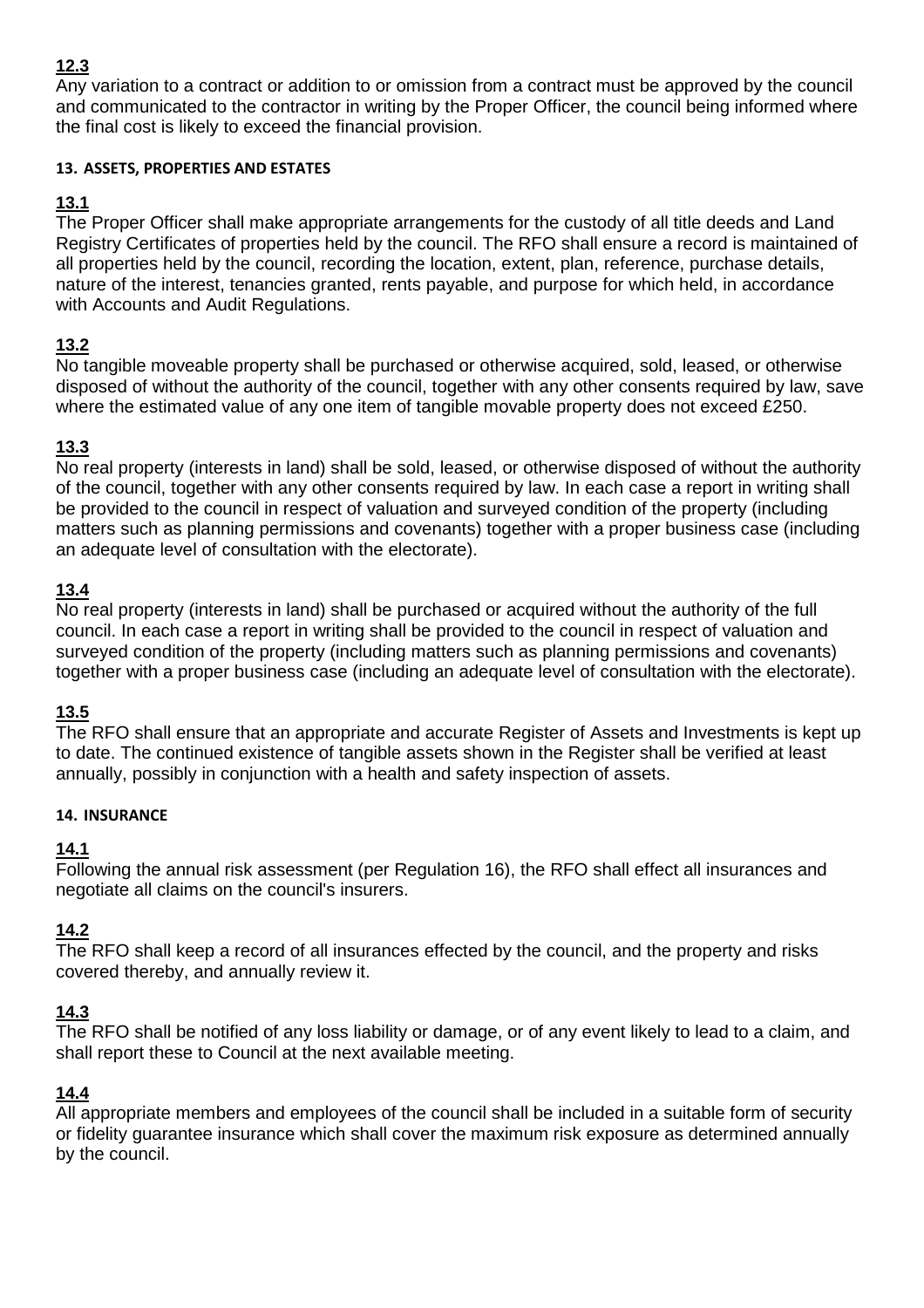**12.3**

Any variation to a contract or addition to or omission from a contract must be approved by the council and communicated to the contractor in writing by the Proper Officer, the council being informed where the final cost is likely to exceed the financial provision.

#### 13. ASSETS, PROPERTIES AND ESTATES

**13.1**

The Proper Officer shall make appropriate arrangements for the custody of all title deeds and Land Registry Certificates of properties held by the council. The RFO shall ensure a record is maintained of all properties held by the council, recording the location, extent, plan, reference, purchase details, nature of the interest, tenancies granted, rents payable, and purpose for which held, in accordance with Accounts and Audit Regulations.

**13.2**

No tangible moveable property shall be purchased or otherwise acquired, sold, leased, or otherwise disposed of without the authority of the council, together with any other consents required by law, save where the estimated value of any one item of tangible movable property does not exceed £250.

**13.3**

No real property (interests in land) shall be sold, leased, or otherwise disposed of without the authority of the council, together with any other consents required by law. In each case a report in writing shall be provided to the council in respect of valuation and surveyed condition of the property (including matters such as planning permissions and covenants) together with a proper business case (including an adequate level of consultation with the electorate).

**13.4**

No real property (interests in land) shall be purchased or acquired without the authority of the full council. In each case a report in writing shall be provided to the council in respect of valuation and surveyed condition of the property (including matters such as planning permissions and covenants) together with a proper business case (including an adequate level of consultation with the electorate).

**13.5**

The RFO shall ensure that an appropriate and accurate Register of Assets and Investments is kept up to date. The continued existence of tangible assets shown in the Register shall be verified at least annually, possibly in conjunction with a health and safety inspection of assets.

#### 14. INSURANCE

**14.1**

Following the annual risk assessment (per Regulation 16), the RFO shall effect all insurances and negotiate all claims on the council's insurers.

**14.2**

The RFO shall keep a record of all insurances effected by the council, and the property and risks covered thereby, and annually review it.

**14.3**

The RFO shall be notified of any loss liability or damage, or of any event likely to lead to a claim, and shall report these to Council at the next available meeting.

**14.4**

All appropriate members and employees of the council shall be included in a suitable form of security or fidelity guarantee insurance which shall cover the maximum risk exposure as determined annually by the council.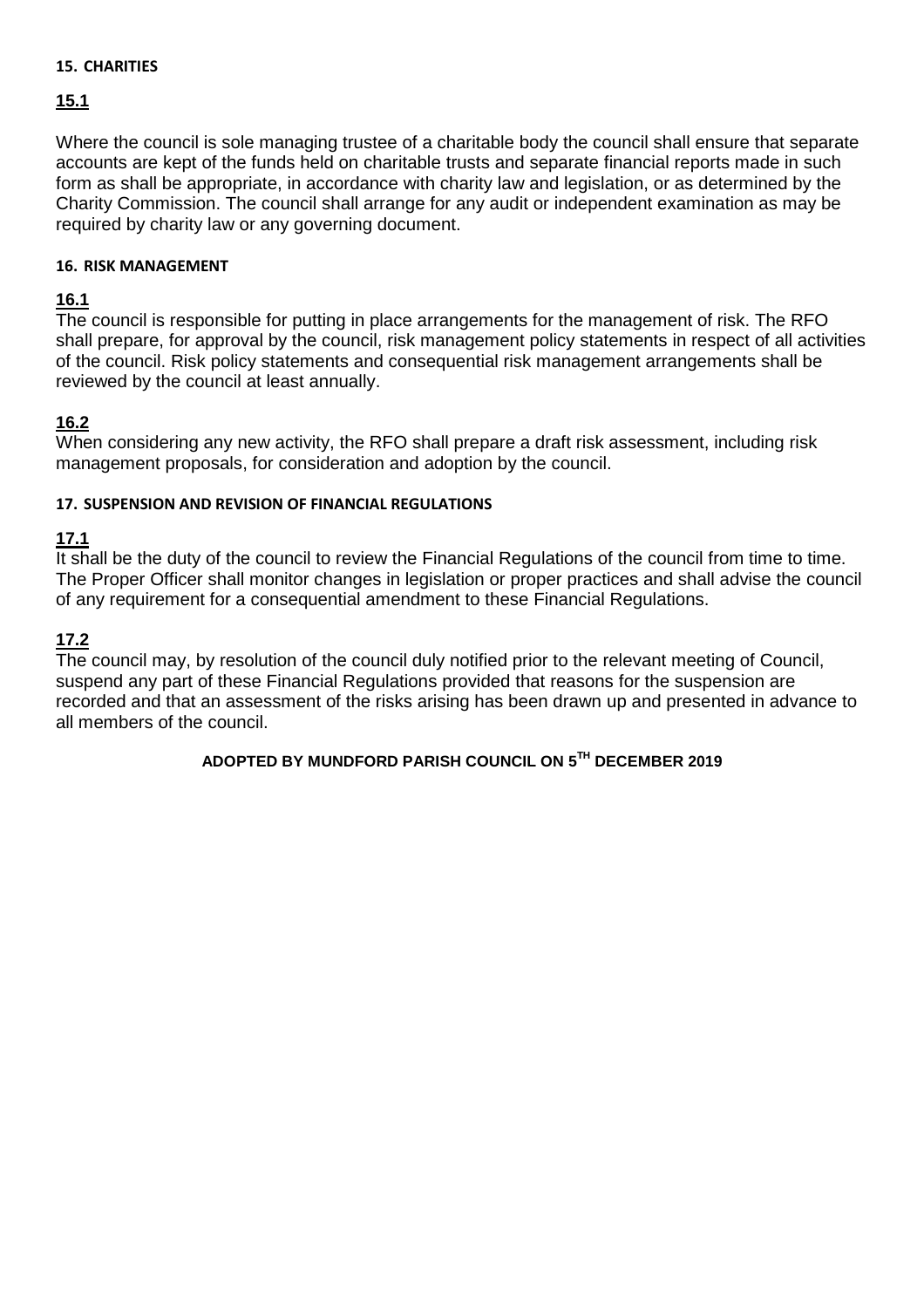## 15. CHARITIES

### 15.1

Where the council is sole managing trustee of a charitable body the council shall ensure that separate accounts are kept of the funds held on charitable trusts and separate financial reports made in such form as shall be appropriate, in accordance with charity law and legislation, or as determined by the Charity Commission. The council shall arrange for any audit or independent examination as may be required by charity law or any governing document.

## 16. RISK MANAGEMENT

### 16.1

The council is responsible for putting in place arrangements for the management of risk. The RFO shall prepare, for approval by the council, risk management policy statements in respect of all activities of the council. Risk policy statements and consequential risk management arrangements shall be reviewed by the council at least annually.

### 16.2

When considering any new activity, the RFO shall prepare a draft risk assessment, including risk management proposals, for consideration and adoption by the council.

## 17. SUSPENSION AND REVISION OF FINANCIAL REGULATIONS

### 17.1

It shall be the duty of the council to review the Financial Regulations of the council from time to time. The Proper Officer shall monitor changes in legislation or proper practices and shall advise the council of any requirement for a consequential amendment to these Financial Regulations.

### 17.2

The council may, by resolution of the council duly notified prior to the relevant meeting of Council, suspend any part of these Financial Regulations provided that reasons for the suspension are recorded and that an assessment of the risks arising has been drawn up and presented in advance to all members of the council.

**ADOPTED BY MUNDFORD PARISH COUNCIL ON 5TH DECEMBER 2019**